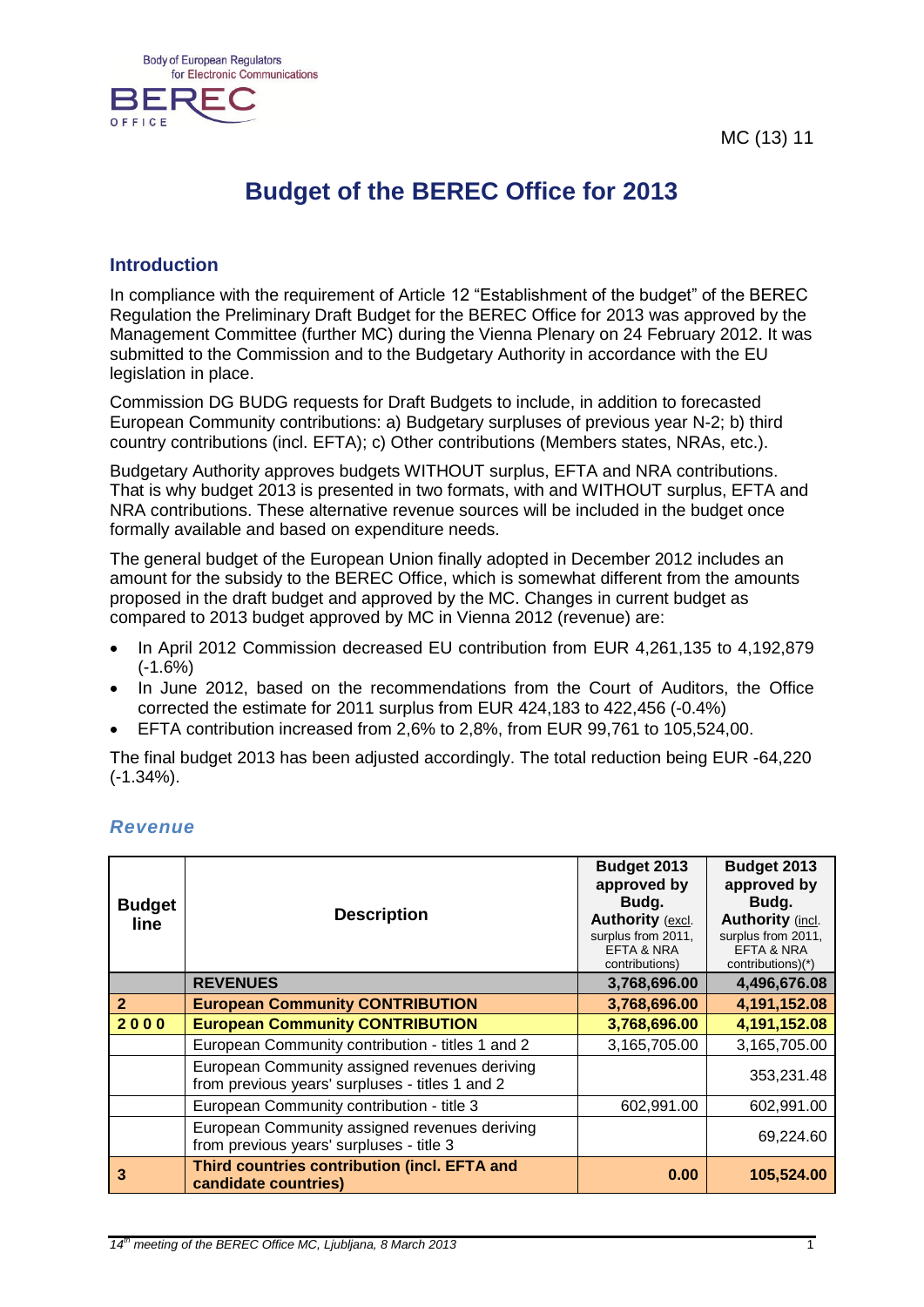MC (13) 11

# Budget of the BEREC Office for 2013

## Introduction

In compliance with the requirement of Article 12 “Establishment of the budget” of the BEREC Regulation the Preliminary Draft Budget for the BEREC Office for 2013 was approved by the Management Committee (further MC) during the Vienna Plenary on 24 February 2012. It was submitted to the Commission and to the Budgetary Authority in accordance with the EU legislation in place.

Commission DG BUDG requests for Draft Budgets to include, in addition to forecasted European Community contributions: a) Budgetary surpluses of previous year N-2; b) third country contributions (incl. EFTA); c) Other contributions (Members states, NRAs, etc.).

Budgetary Authority approves budgets WITHOUT surplus, EFTA and NRA contributions. That is why budget 2013 is presented in two formats, with and WITHOUT surplus, EFTA and NRA contributions. These alternative revenue sources will be included in the budget once formally available and based on expenditure needs.

The general budget of the European Union finally adopted in December 2012 includes an amount for the subsidy to the BEREC Office, which is somewhat different from the amounts proposed in the draft budget and approved by the MC. Changes in current budget as compared to 2013 budget approved by MC in Vienna 2012 (revenue) are:

- In April 2012 Commission decreased EU contribution from EUR 4,261,135 to 4,192,879 (-1.6%)
- In June 2012, based on the recommendations from the Court of Auditors, the Office corrected the estimate for 2011 surplus from EUR 424,183 to 422,456 (-0.4%)
- EFTA contribution increased from 2,6% to 2,8%, from EUR 99,761 to 105,524,00.

The final budget 2013 has been adjusted accordingly. The total reduction being EUR -64,220 (-1.34%).

### *Revenue*

| Budget line | Description | Budget 2013 approved by Budg. Authority (excl. surplus from 2011, EFTA & NRA contributions) | Budget 2013 approved by Budg. Authority (incl. surplus from 2011, EFTA & NRA contributions)(*) |
|---|---|---|---|
| | **REVENUES** | **3,768,696.00** | **4,496,676.08** |
| **2** | **European Community CONTRIBUTION** | **3,768,696.00** | **4,191,152.08** |
| **2 0 0 0** | **European Community CONTRIBUTION** | **3,768,696.00** | **4,191,152.08** |
| | European Community contribution - titles 1 and 2 | 3,165,705.00 | 3,165,705.00 |
| | European Community assigned revenues deriving from previous years' surpluses - titles 1 and 2 | | 353,231.48 |
| | European Community contribution - title 3 | 602,991.00 | 602,991.00 |
| | European Community assigned revenues deriving from previous years' surpluses - title 3 | | 69,224.60 |
| **3** | **Third countries contribution (incl. EFTA and candidate countries)** | **0.00** | **105,524.00** |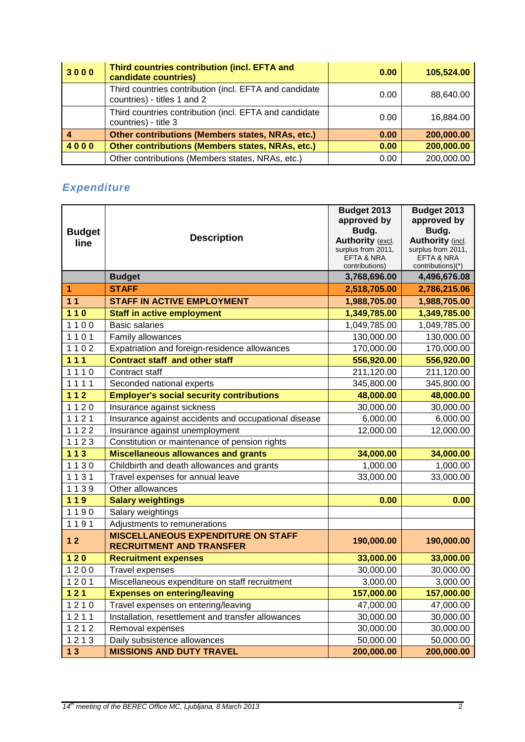| | | | |
|---|---|---|---|
| **3 0 0 0** | **Third countries contribution (incl. EFTA and candidate countries)** | **0.00** | **105,524.00** |
| | Third countries contribution (incl. EFTA and candidate countries) - titles 1 and 2 | 0.00 | 88,640.00 |
| | Third countries contribution (incl. EFTA and candidate countries) - title 3 | 0.00 | 16,884.00 |
| **4** | **Other contributions (Members states, NRAs, etc.)** | **0.00** | **200,000.00** |
| **4 0 0 0** | **Other contributions (Members states, NRAs, etc.)** | **0.00** | **200,000.00** |
| | Other contributions (Members states, NRAs, etc.) | 0.00 | 200,000.00 |

## *Expenditure*

| Budget line | Description | Budget 2013 approved by Budg. Authority (excl. surplus from 2011, EFTA & NRA contributions) | Budget 2013 approved by Budg. Authority (incl. surplus from 2011, EFTA & NRA contributions)(*) |
|---|---|---|---|
| | **Budget** | **3,768,696.00** | **4,496,676.08** |
| **1** | **STAFF** | **2,518,705.00** | **2,786,215.06** |
| **1 1** | **STAFF IN ACTIVE EMPLOYMENT** | **1,988,705.00** | **1,988,705.00** |
| **1 1 0** | **Staff in active employment** | **1,349,785.00** | **1,349,785.00** |
| 1 1 0 0 | Basic salaries | 1,049,785.00 | 1,049,785.00 |
| 1 1 0 1 | Family allowances | 130,000.00 | 130,000.00 |
| 1 1 0 2 | Expatriation and foreign-residence allowances | 170,000.00 | 170,000.00 |
| **1 1 1** | **Contract staff and other staff** | **556,920.00** | **556,920.00** |
| 1 1 1 0 | Contract staff | 211,120.00 | 211,120.00 |
| 1 1 1 1 | Seconded national experts | 345,800.00 | 345,800.00 |
| **1 1 2** | **Employer's social security contributions** | **48,000.00** | **48,000.00** |
| 1 1 2 0 | Insurance against sickness | 30,000.00 | 30,000.00 |
| 1 1 2 1 | Insurance against accidents and occupational disease | 6,000.00 | 6,000.00 |
| 1 1 2 2 | Insurance against unemployment | 12,000.00 | 12,000.00 |
| 1 1 2 3 | Constitution or maintenance of pension rights | | |
| **1 1 3** | **Miscellaneous allowances and grants** | **34,000.00** | **34,000.00** |
| 1 1 3 0 | Childbirth and death allowances and grants | 1,000.00 | 1,000.00 |
| 1 1 3 1 | Travel expenses for annual leave | 33,000.00 | 33,000.00 |
| 1 1 3 9 | Other allowances | | |
| **1 1 9** | **Salary weightings** | **0.00** | **0.00** |
| 1 1 9 0 | Salary weightings | | |
| 1 1 9 1 | Adjustments to remunerations | | |
| **1 2** | **MISCELLANEOUS EXPENDITURE ON STAFF RECRUITMENT AND TRANSFER** | **190,000.00** | **190,000.00** |
| **1 2 0** | **Recruitment expenses** | **33,000.00** | **33,000.00** |
| 1 2 0 0 | Travel expenses | 30,000.00 | 30,000.00 |
| 1 2 0 1 | Miscellaneous expenditure on staff recruitment | 3,000.00 | 3,000.00 |
| **1 2 1** | **Expenses on entering/leaving** | **157,000.00** | **157,000.00** |
| 1 2 1 0 | Travel expenses on entering/leaving | 47,000.00 | 47,000.00 |
| 1 2 1 1 | Installation, resettlement and transfer allowances | 30,000.00 | 30,000.00 |
| 1 2 1 2 | Removal expenses | 30,000.00 | 30,000.00 |
| 1 2 1 3 | Daily subsistence allowances | 50,000.00 | 50,000.00 |
| **1 3** | **MISSIONS AND DUTY TRAVEL** | **200,000.00** | **200,000.00** |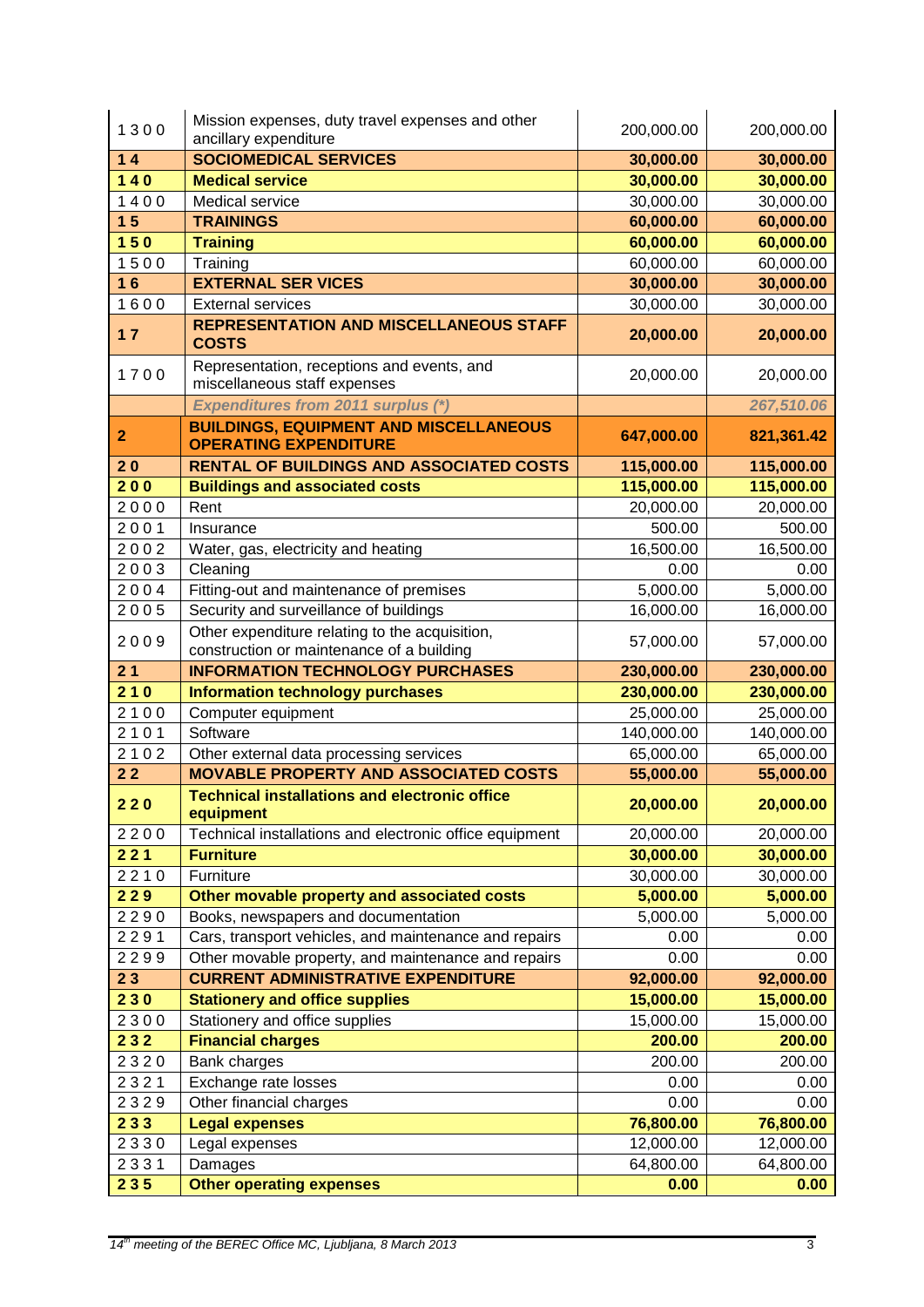| | | | |
|---|---|---|---|
| 1300 | Mission expenses, duty travel expenses and other ancillary expenditure | 200,000.00 | 200,000.00 |
| **14** | **SOCIOMEDICAL SERVICES** | **30,000.00** | **30,000.00** |
| **140** | **Medical service** | **30,000.00** | **30,000.00** |
| 1400 | Medical service | 30,000.00 | 30,000.00 |
| **15** | **TRAININGS** | **60,000.00** | **60,000.00** |
| **150** | **Training** | **60,000.00** | **60,000.00** |
| 1500 | Training | 60,000.00 | 60,000.00 |
| **16** | **EXTERNAL SER VICES** | **30,000.00** | **30,000.00** |
| 1600 | External services | 30,000.00 | 30,000.00 |
| **17** | **REPRESENTATION AND MISCELLANEOUS STAFF COSTS** | **20,000.00** | **20,000.00** |
| 1700 | Representation, receptions and events, and miscellaneous staff expenses | 20,000.00 | 20,000.00 |
| | ***Expenditures from 2011 surplus (*)*** | | ***267,510.06*** |
| **2** | **BUILDINGS, EQUIPMENT AND MISCELLANEOUS OPERATING EXPENDITURE** | **647,000.00** | **821,361.42** |
| **20** | **RENTAL OF BUILDINGS AND ASSOCIATED COSTS** | **115,000.00** | **115,000.00** |
| **200** | **Buildings and associated costs** | **115,000.00** | **115,000.00** |
| 2000 | Rent | 20,000.00 | 20,000.00 |
| 2001 | Insurance | 500.00 | 500.00 |
| 2002 | Water, gas, electricity and heating | 16,500.00 | 16,500.00 |
| 2003 | Cleaning | 0.00 | 0.00 |
| 2004 | Fitting-out and maintenance of premises | 5,000.00 | 5,000.00 |
| 2005 | Security and surveillance of buildings | 16,000.00 | 16,000.00 |
| 2009 | Other expenditure relating to the acquisition, construction or maintenance of a building | 57,000.00 | 57,000.00 |
| **21** | **INFORMATION TECHNOLOGY PURCHASES** | **230,000.00** | **230,000.00** |
| **210** | **Information technology purchases** | **230,000.00** | **230,000.00** |
| 2100 | Computer equipment | 25,000.00 | 25,000.00 |
| 2101 | Software | 140,000.00 | 140,000.00 |
| 2102 | Other external data processing services | 65,000.00 | 65,000.00 |
| **22** | **MOVABLE PROPERTY AND ASSOCIATED COSTS** | **55,000.00** | **55,000.00** |
| **220** | **Technical installations and electronic office equipment** | **20,000.00** | **20,000.00** |
| 2200 | Technical installations and electronic office equipment | 20,000.00 | 20,000.00 |
| **221** | **Furniture** | **30,000.00** | **30,000.00** |
| 2210 | Furniture | 30,000.00 | 30,000.00 |
| **229** | **Other movable property and associated costs** | **5,000.00** | **5,000.00** |
| 2290 | Books, newspapers and documentation | 5,000.00 | 5,000.00 |
| 2291 | Cars, transport vehicles, and maintenance and repairs | 0.00 | 0.00 |
| 2299 | Other movable property, and maintenance and repairs | 0.00 | 0.00 |
| **23** | **CURRENT ADMINISTRATIVE EXPENDITURE** | **92,000.00** | **92,000.00** |
| **230** | **Stationery and office supplies** | **15,000.00** | **15,000.00** |
| 2300 | Stationery and office supplies | 15,000.00 | 15,000.00 |
| **232** | **Financial charges** | **200.00** | **200.00** |
| 2320 | Bank charges | 200.00 | 200.00 |
| 2321 | Exchange rate losses | 0.00 | 0.00 |
| 2329 | Other financial charges | 0.00 | 0.00 |
| **233** | **Legal expenses** | **76,800.00** | **76,800.00** |
| 2330 | Legal expenses | 12,000.00 | 12,000.00 |
| 2331 | Damages | 64,800.00 | 64,800.00 |
| **235** | **Other operating expenses** | **0.00** | **0.00** |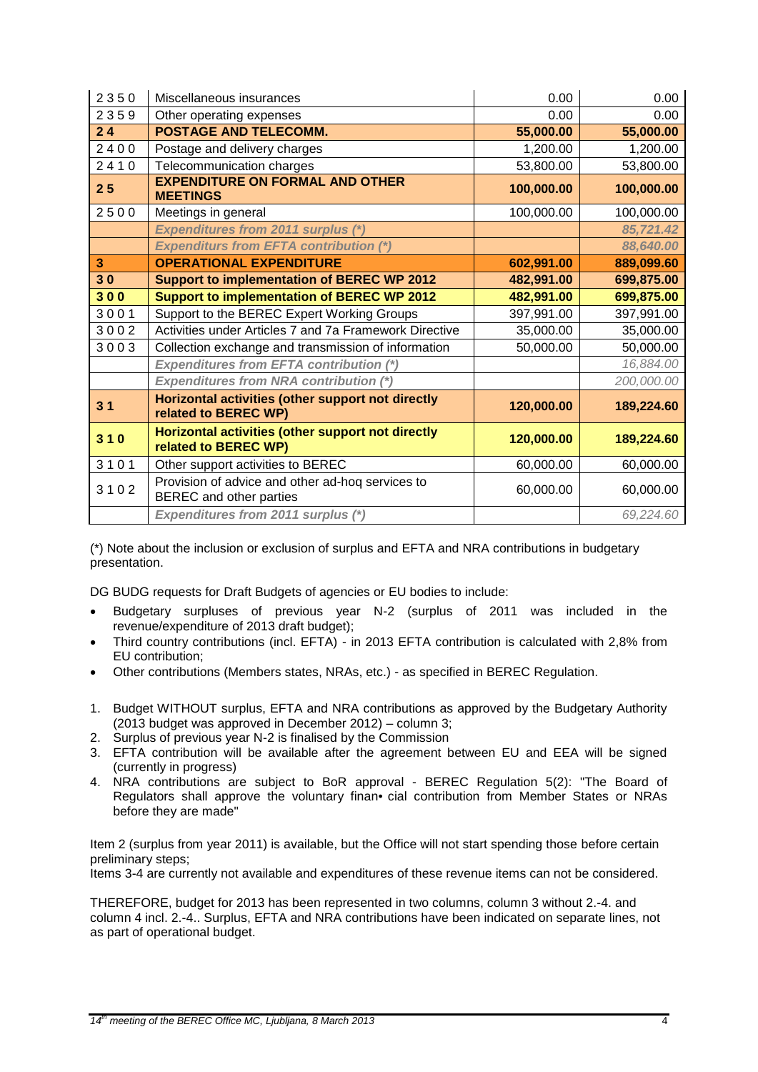| | | | |
|---|---|---|---|
| 2 3 5 0 | Miscellaneous insurances | 0.00 | 0.00 |
| 2 3 5 9 | Other operating expenses | 0.00 | 0.00 |
| **2 4** | **POSTAGE AND TELECOMM.** | **55,000.00** | **55,000.00** |
| 2 4 0 0 | Postage and delivery charges | 1,200.00 | 1,200.00 |
| 2 4 1 0 | Telecommunication charges | 53,800.00 | 53,800.00 |
| **2 5** | **EXPENDITURE ON FORMAL AND OTHER MEETINGS** | **100,000.00** | **100,000.00** |
| 2 5 0 0 | Meetings in general | 100,000.00 | 100,000.00 |
| | ***Expenditures from 2011 surplus (*)*** | | ***85,721.42*** |
| | ***Expenditurs from EFTA contribution (*)*** | | ***88,640.00*** |
| **3** | **OPERATIONAL EXPENDITURE** | **602,991.00** | **889,099.60** |
| **3 0** | **Support to implementation of BEREC WP 2012** | **482,991.00** | **699,875.00** |
| **3 0 0** | **Support to implementation of BEREC WP 2012** | **482,991.00** | **699,875.00** |
| 3 0 0 1 | Support to the BEREC Expert Working Groups | 397,991.00 | 397,991.00 |
| 3 0 0 2 | Activities under Articles 7 and 7a Framework Directive | 35,000.00 | 35,000.00 |
| 3 0 0 3 | Collection exchange and transmission of information | 50,000.00 | 50,000.00 |
| | ***Expenditures from EFTA contribution (*)*** | | *16,884.00* |
| | ***Expenditures from NRA contribution (*)*** | | *200,000.00* |
| **3 1** | **Horizontal activities (other support not directly related to BEREC WP)** | **120,000.00** | **189,224.60** |
| **3 1 0** | **Horizontal activities (other support not directly related to BEREC WP)** | **120,000.00** | **189,224.60** |
| 3 1 0 1 | Other support activities to BEREC | 60,000.00 | 60,000.00 |
| 3 1 0 2 | Provision of advice and other ad-hoq services to BEREC and other parties | 60,000.00 | 60,000.00 |
| | ***Expenditures from 2011 surplus (*)*** | | *69,224.60* |

(*) Note about the inclusion or exclusion of surplus and EFTA and NRA contributions in budgetary presentation.

DG BUDG requests for Draft Budgets of agencies or EU bodies to include:

- Budgetary surpluses of previous year N-2 (surplus of 2011 was included in the revenue/expenditure of 2013 draft budget);
- Third country contributions (incl. EFTA) - in 2013 EFTA contribution is calculated with 2,8% from EU contribution;
- Other contributions (Members states, NRAs, etc.) - as specified in BEREC Regulation.

1. Budget WITHOUT surplus, EFTA and NRA contributions as approved by the Budgetary Authority (2013 budget was approved in December 2012) – column 3;
2. Surplus of previous year N-2 is finalised by the Commission
3. EFTA contribution will be available after the agreement between EU and EEA will be signed (currently in progress)
4. NRA contributions are subject to BoR approval - BEREC Regulation 5(2): "The Board of Regulators shall approve the voluntary finan• cial contribution from Member States or NRAs before they are made"

Item 2 (surplus from year 2011) is available, but the Office will not start spending those before certain preliminary steps;
Items 3-4 are currently not available and expenditures of these revenue items can not be considered.

THEREFORE, budget for 2013 has been represented in two columns, column 3 without 2.-4. and column 4 incl. 2.-4.. Surplus, EFTA and NRA contributions have been indicated on separate lines, not as part of operational budget.